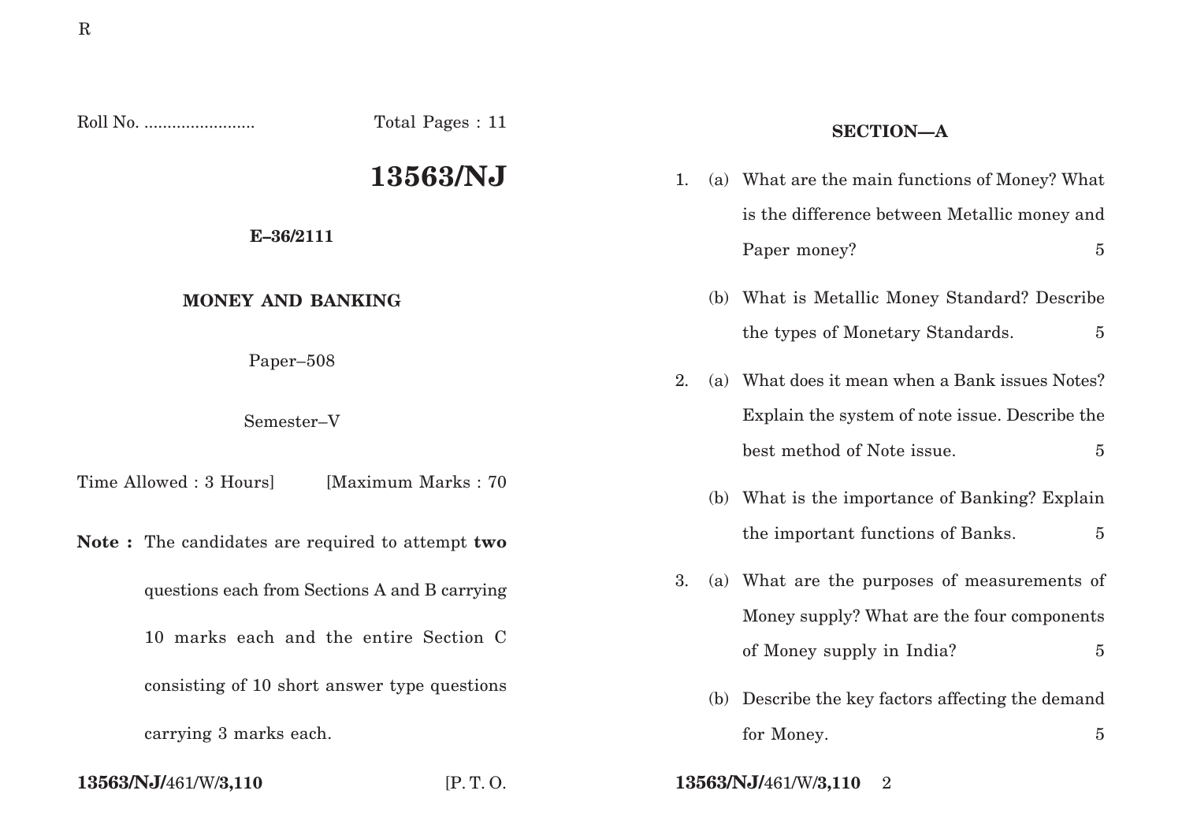Roll No. ........................ Total Pages : 11

# 13563/NJ

**E–36/2111**

**MONEY AND BANKING**

Paper–508

Semester–V

Time Allowed : 3 Hours] [Maximum Marks : 70

**Note :** The candidates are required to attempt **two** questions each from Sections A and B carrying 10 marks each and the entire Section C consisting of 10 short answer type questions carrying 3 marks each.

## SECTION—A

1. (a) What are the main functions of Money? What is the difference between Metallic money and Paper money? 5

   (b) What is Metallic Money Standard? Describe the types of Monetary Standards. 5

2. (a) What does it mean when a Bank issues Notes? Explain the system of note issue. Describe the best method of Note issue. 5

   (b) What is the importance of Banking? Explain the important functions of Banks. 5

3. (a) What are the purposes of measurements of Money supply? What are the four components of Money supply in India? 5

   (b) Describe the key factors affecting the demand for Money. 5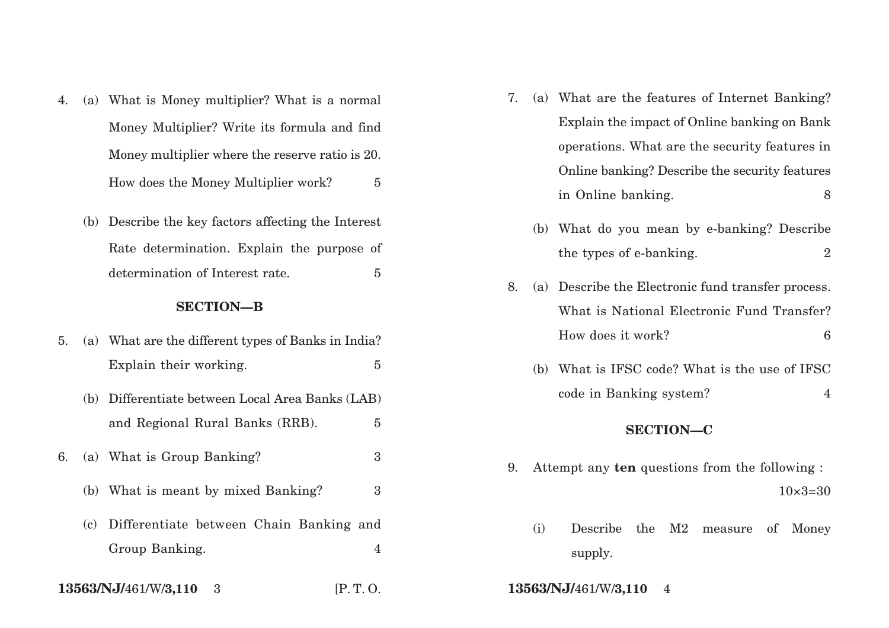4. (a) What is Money multiplier? What is a normal Money Multiplier? Write its formula and find Money multiplier where the reserve ratio is 20. How does the Money Multiplier work? 5

   (b) Describe the key factors affecting the Interest Rate determination. Explain the purpose of determination of Interest rate. 5

## SECTION—B

5. (a) What are the different types of Banks in India? Explain their working. 5

   (b) Differentiate between Local Area Banks (LAB) and Regional Rural Banks (RRB). 5

6. (a) What is Group Banking? 3

   (b) What is meant by mixed Banking? 3

   (c) Differentiate between Chain Banking and Group Banking. 4

7. (a) What are the features of Internet Banking? Explain the impact of Online banking on Bank operations. What are the security features in Online banking? Describe the security features in Online banking. 8

   (b) What do you mean by e-banking? Describe the types of e-banking. 2

8. (a) Describe the Electronic fund transfer process. What is National Electronic Fund Transfer? How does it work? 6

   (b) What is IFSC code? What is the use of IFSC code in Banking system? 4

## SECTION—C

9. Attempt any **ten** questions from the following : 10×3=30

   (i) Describe the M2 measure of Money supply.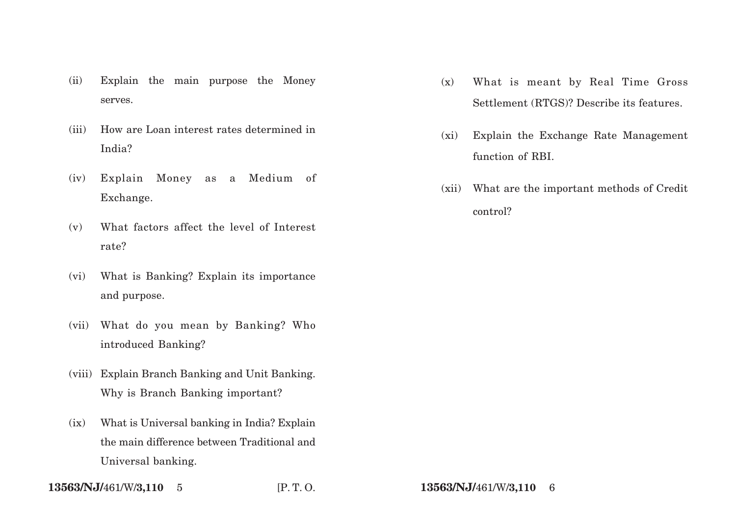(ii) Explain the main purpose the Money serves.

(iii) How are Loan interest rates determined in India?

(iv) Explain Money as a Medium of Exchange.

(v) What factors affect the level of Interest rate?

(vi) What is Banking? Explain its importance and purpose.

(vii) What do you mean by Banking? Who introduced Banking?

(viii) Explain Branch Banking and Unit Banking. Why is Branch Banking important?

(ix) What is Universal banking in India? Explain the main difference between Traditional and Universal banking.

(x) What is meant by Real Time Gross Settlement (RTGS)? Describe its features.

(xi) Explain the Exchange Rate Management function of RBI.

(xii) What are the important methods of Credit control?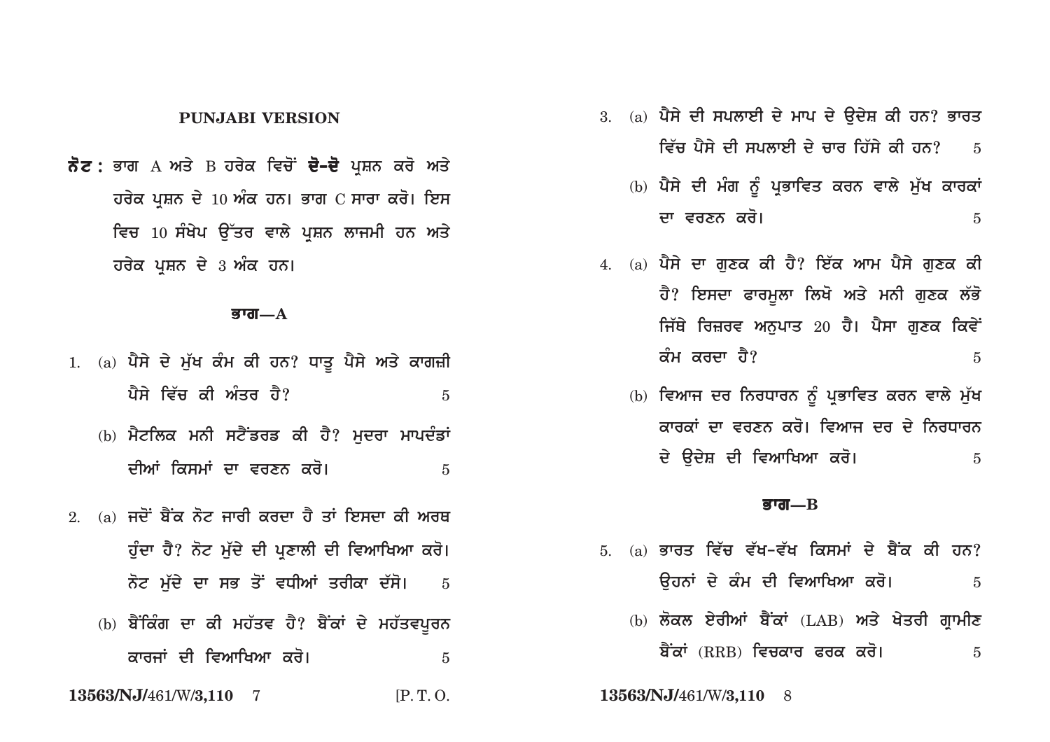## PUNJABI VERSION

**ਨੋਟ :** ਭਾਗ A ਅਤੇ B ਹਰੇਕ ਵਿਚੋਂ **ਦੋ-ਦੋ** ਪ੍ਰਸ਼ਨ ਕਰੋ ਅਤੇ ਹਰੇਕ ਪ੍ਰਸ਼ਨ ਦੇ 10 ਅੰਕ ਹਨ। ਭਾਗ C ਸਾਰਾ ਕਰੋ। ਇਸ ਵਿਚ 10 ਸੰਖੇਪ ਉੱਤਰ ਵਾਲੇ ਪ੍ਰਸ਼ਨ ਲਾਜਮੀ ਹਨ ਅਤੇ ਹਰੇਕ ਪ੍ਰਸ਼ਨ ਦੇ 3 ਅੰਕ ਹਨ।

### ਭਾਗ—A

1. (a) ਪੈਸੇ ਦੇ ਮੁੱਖ ਕੰਮ ਕੀ ਹਨ? ਧਾਤੂ ਪੈਸੇ ਅਤੇ ਕਾਗਜ਼ੀ ਪੈਸੇ ਵਿੱਚ ਕੀ ਅੰਤਰ ਹੈ? 5

   (b) ਮੈਟਲਿਕ ਮਨੀ ਸਟੈਂਡਰਡ ਕੀ ਹੈ? ਮੁਦਰਾ ਮਾਪਦੰਡਾਂ ਦੀਆਂ ਕਿਸਮਾਂ ਦਾ ਵਰਣਨ ਕਰੋ। 5

2. (a) ਜਦੋਂ ਬੈਂਕ ਨੋਟ ਜਾਰੀ ਕਰਦਾ ਹੈ ਤਾਂ ਇਸਦਾ ਕੀ ਅਰਥ ਹੁੰਦਾ ਹੈ? ਨੋਟ ਮੁੱਦੇ ਦੀ ਪ੍ਰਣਾਲੀ ਦੀ ਵਿਆਖਿਆ ਕਰੋ। ਨੋਟ ਮੁੱਦੇ ਦਾ ਸਭ ਤੋਂ ਵਧੀਆਂ ਤਰੀਕਾ ਦੱਸੋ। 5

   (b) ਬੈਂਕਿੰਗ ਦਾ ਕੀ ਮਹੱਤਵ ਹੈ? ਬੈਂਕਾਂ ਦੇ ਮਹੱਤਵਪੂਰਨ ਕਾਰਜਾਂ ਦੀ ਵਿਆਖਿਆ ਕਰੋ। 5

3. (a) ਪੈਸੇ ਦੀ ਸਪਲਾਈ ਦੇ ਮਾਪ ਦੇ ਉਦੇਸ਼ ਕੀ ਹਨ? ਭਾਰਤ ਵਿੱਚ ਪੈਸੇ ਦੀ ਸਪਲਾਈ ਦੇ ਚਾਰ ਹਿੱਸੇ ਕੀ ਹਨ? 5

   (b) ਪੈਸੇ ਦੀ ਮੰਗ ਨੂੰ ਪ੍ਰਭਾਵਿਤ ਕਰਨ ਵਾਲੇ ਮੁੱਖ ਕਾਰਕਾਂ ਦਾ ਵਰਣਨ ਕਰੋ। 5

4. (a) ਪੈਸੇ ਦਾ ਗੁਣਕ ਕੀ ਹੈ? ਇੱਕ ਆਮ ਪੈਸੇ ਗੁਣਕ ਕੀ ਹੈ? ਇਸਦਾ ਫਾਰਮੂਲਾ ਲਿਖੋ ਅਤੇ ਮਨੀ ਗੁਣਕ ਲੱਭੋ ਜਿੱਥੇ ਰਿਜ਼ਰਵ ਅਨੁਪਾਤ 20 ਹੈ। ਪੈਸਾ ਗੁਣਕ ਕਿਵੇਂ ਕੰਮ ਕਰਦਾ ਹੈ? 5

   (b) ਵਿਆਜ ਦਰ ਨਿਰਧਾਰਨ ਨੂੰ ਪ੍ਰਭਾਵਿਤ ਕਰਨ ਵਾਲੇ ਮੁੱਖ ਕਾਰਕਾਂ ਦਾ ਵਰਣਨ ਕਰੋ। ਵਿਆਜ ਦਰ ਦੇ ਨਿਰਧਾਰਨ ਦੇ ਉਦੇਸ਼ ਦੀ ਵਿਆਖਿਆ ਕਰੋ। 5

### ਭਾਗ—B

5. (a) ਭਾਰਤ ਵਿੱਚ ਵੱਖ-ਵੱਖ ਕਿਸਮਾਂ ਦੇ ਬੈਂਕ ਕੀ ਹਨ? ਉਹਨਾਂ ਦੇ ਕੰਮ ਦੀ ਵਿਆਖਿਆ ਕਰੋ। 5

   (b) ਲੋਕਲ ਏਰੀਆਂ ਬੈਂਕਾਂ (LAB) ਅਤੇ ਖੇਤਰੀ ਗ੍ਰਾਮੀਣ ਬੈਂਕਾਂ (RRB) ਵਿਚਕਾਰ ਫਰਕ ਕਰੋ। 5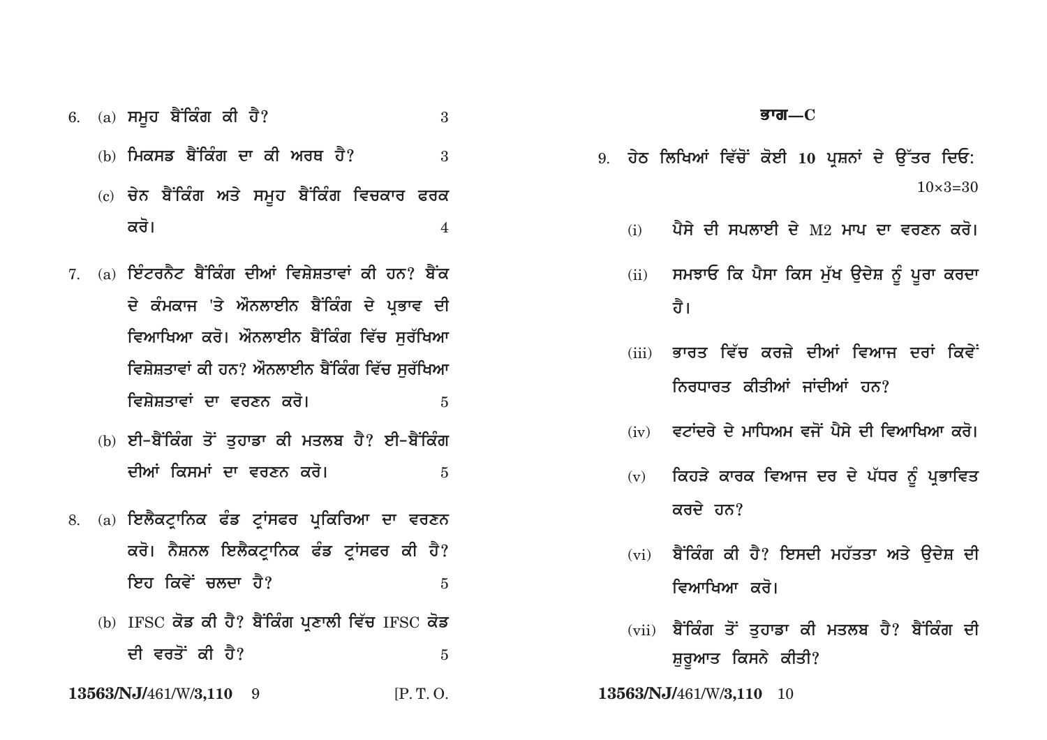6. (a) ਸਮੂਹ ਬੈਂਕਿੰਗ ਕੀ ਹੈ? 3

   (b) ਮਿਕਸਡ ਬੈਂਕਿੰਗ ਦਾ ਕੀ ਅਰਥ ਹੈ? 3

   (c) ਚੇਨ ਬੈਂਕਿੰਗ ਅਤੇ ਸਮੂਹ ਬੈਂਕਿੰਗ ਵਿਚਕਾਰ ਫਰਕ ਕਰੋ। 4

7. (a) ਇੰਟਰਨੈਟ ਬੈਂਕਿੰਗ ਦੀਆਂ ਵਿਸ਼ੇਸ਼ਤਾਵਾਂ ਕੀ ਹਨ? ਬੈਂਕ ਦੇ ਕੰਮਕਾਜ 'ਤੇ ਔਨਲਾਈਨ ਬੈਂਕਿੰਗ ਦੇ ਪ੍ਰਭਾਵ ਦੀ ਵਿਆਖਿਆ ਕਰੋ। ਔਨਲਾਈਨ ਬੈਂਕਿੰਗ ਵਿੱਚ ਸੁਰੱਖਿਆ ਵਿਸ਼ੇਸ਼ਤਾਵਾਂ ਕੀ ਹਨ? ਔਨਲਾਈਨ ਬੈਂਕਿੰਗ ਵਿੱਚ ਸੁਰੱਖਿਆ ਵਿਸ਼ੇਸ਼ਤਾਵਾਂ ਦਾ ਵਰਣਨ ਕਰੋ। 5

   (b) ਈ-ਬੈਂਕਿੰਗ ਤੋਂ ਤੁਹਾਡਾ ਕੀ ਮਤਲਬ ਹੈ? ਈ-ਬੈਂਕਿੰਗ ਦੀਆਂ ਕਿਸਮਾਂ ਦਾ ਵਰਣਨ ਕਰੋ। 5

8. (a) ਇਲੈਕਟ੍ਰਾਨਿਕ ਫੰਡ ਟ੍ਰਾਂਸਫਰ ਪ੍ਰਕਿਰਿਆ ਦਾ ਵਰਣਨ ਕਰੋ। ਨੈਸ਼ਨਲ ਇਲੈਕਟ੍ਰਾਨਿਕ ਫੰਡ ਟ੍ਰਾਂਸਫਰ ਕੀ ਹੈ? ਇਹ ਕਿਵੇਂ ਚਲਦਾ ਹੈ? 5

   (b) IFSC ਕੋਡ ਕੀ ਹੈ? ਬੈਂਕਿੰਗ ਪ੍ਰਣਾਲੀ ਵਿੱਚ IFSC ਕੋਡ ਦੀ ਵਰਤੋਂ ਕੀ ਹੈ? 5

## ਭਾਗ—C

9. ਹੇਠ ਲਿਖਿਆਂ ਵਿੱਚੋਂ ਕੋਈ **10** ਪ੍ਰਸ਼ਨਾਂ ਦੇ ਉੱਤਰ ਦਿਓ: $10 \times 3 = 30$

   (i) ਪੈਸੇ ਦੀ ਸਪਲਾਈ ਦੇ M2 ਮਾਪ ਦਾ ਵਰਣਨ ਕਰੋ।

   (ii) ਸਮਝਾਓ ਕਿ ਪੈਸਾ ਕਿਸ ਮੁੱਖ ਉਦੇਸ਼ ਨੂੰ ਪੂਰਾ ਕਰਦਾ ਹੈ।

   (iii) ਭਾਰਤ ਵਿੱਚ ਕਰਜ਼ੇ ਦੀਆਂ ਵਿਆਜ ਦਰਾਂ ਕਿਵੇਂ ਨਿਰਧਾਰਤ ਕੀਤੀਆਂ ਜਾਂਦੀਆਂ ਹਨ?

   (iv) ਵਟਾਂਦਰੇ ਦੇ ਮਾਧਿਅਮ ਵਜੋਂ ਪੈਸੇ ਦੀ ਵਿਆਖਿਆ ਕਰੋ।

   (v) ਕਿਹੜੇ ਕਾਰਕ ਵਿਆਜ ਦਰ ਦੇ ਪੱਧਰ ਨੂੰ ਪ੍ਰਭਾਵਿਤ ਕਰਦੇ ਹਨ?

   (vi) ਬੈਂਕਿੰਗ ਕੀ ਹੈ? ਇਸਦੀ ਮਹੱਤਤਾ ਅਤੇ ਉਦੇਸ਼ ਦੀ ਵਿਆਖਿਆ ਕਰੋ।

   (vii) ਬੈਂਕਿੰਗ ਤੋਂ ਤੁਹਾਡਾ ਕੀ ਮਤਲਬ ਹੈ? ਬੈਂਕਿੰਗ ਦੀ ਸ਼ੁਰੂਆਤ ਕਿਸਨੇ ਕੀਤੀ?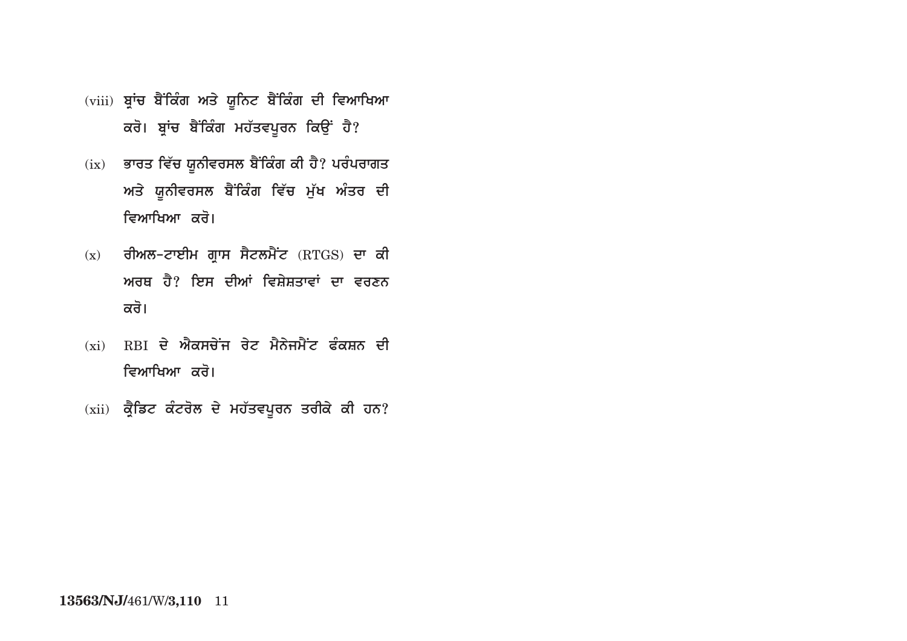(viii) ਬ੍ਰਾਂਚ ਬੈਂਕਿੰਗ ਅਤੇ ਯੂਨਿਟ ਬੈਂਕਿੰਗ ਦੀ ਵਿਆਖਿਆ ਕਰੋ। ਬ੍ਰਾਂਚ ਬੈਂਕਿੰਗ ਮਹੱਤਵਪੂਰਨ ਕਿਉਂ ਹੈ?

(ix) ਭਾਰਤ ਵਿੱਚ ਯੂਨੀਵਰਸਲ ਬੈਂਕਿੰਗ ਕੀ ਹੈ? ਪਰੰਪਰਾਗਤ ਅਤੇ ਯੂਨੀਵਰਸਲ ਬੈਂਕਿੰਗ ਵਿੱਚ ਮੁੱਖ ਅੰਤਰ ਦੀ ਵਿਆਖਿਆ ਕਰੋ।

(x) ਰੀਅਲ-ਟਾਈਮ ਗ੍ਰਾਸ ਸੈਟਲਮੈਂਟ (RTGS) ਦਾ ਕੀ ਅਰਥ ਹੈ? ਇਸ ਦੀਆਂ ਵਿਸ਼ੇਸ਼ਤਾਵਾਂ ਦਾ ਵਰਣਨ ਕਰੋ।

(xi) RBI ਦੇ ਐਕਸਚੇਂਜ ਰੇਟ ਮੈਨੇਜਮੈਂਟ ਫੰਕਸ਼ਨ ਦੀ ਵਿਆਖਿਆ ਕਰੋ।

(xii) ਕ੍ਰੈਡਿਟ ਕੰਟਰੋਲ ਦੇ ਮਹੱਤਵਪੂਰਨ ਤਰੀਕੇ ਕੀ ਹਨ?